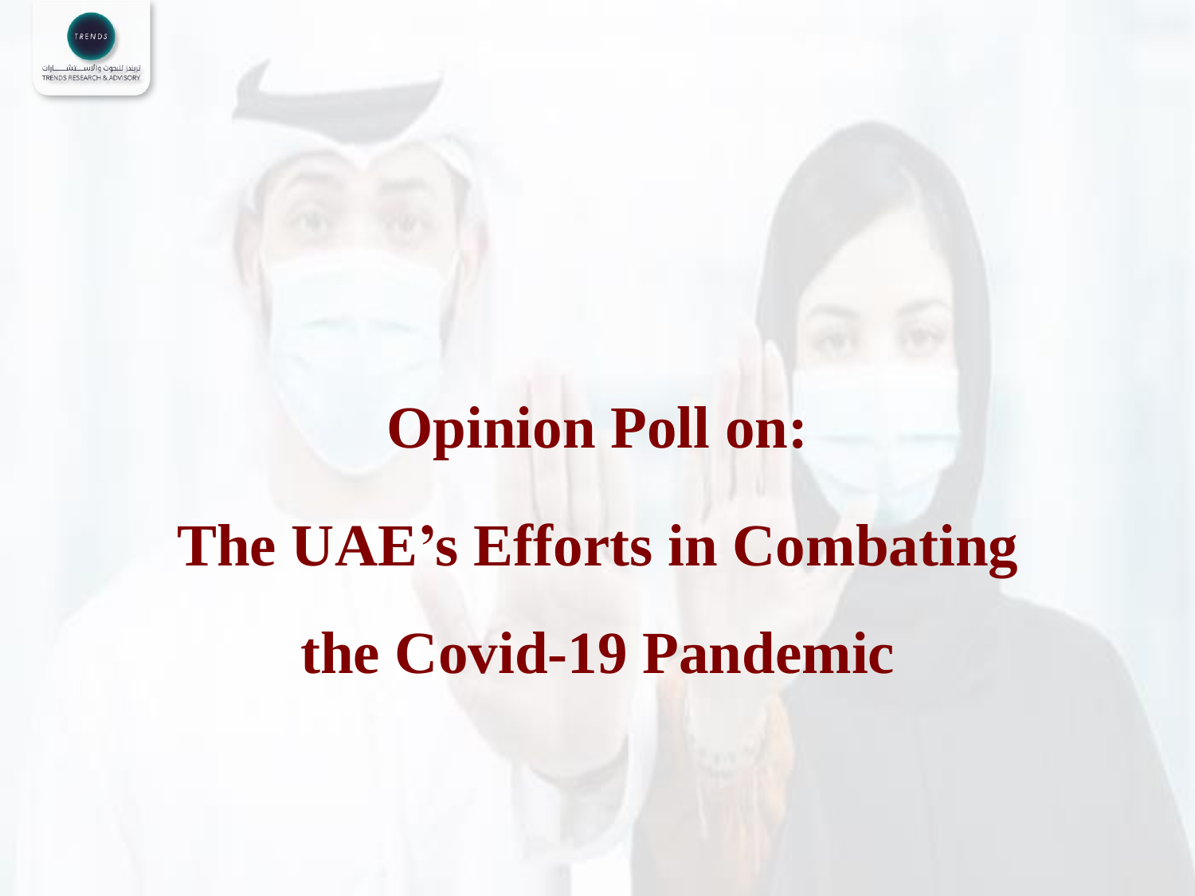# Opinion Poll on:

# The UAE's Efforts in Combating the Covid-19 Pandemic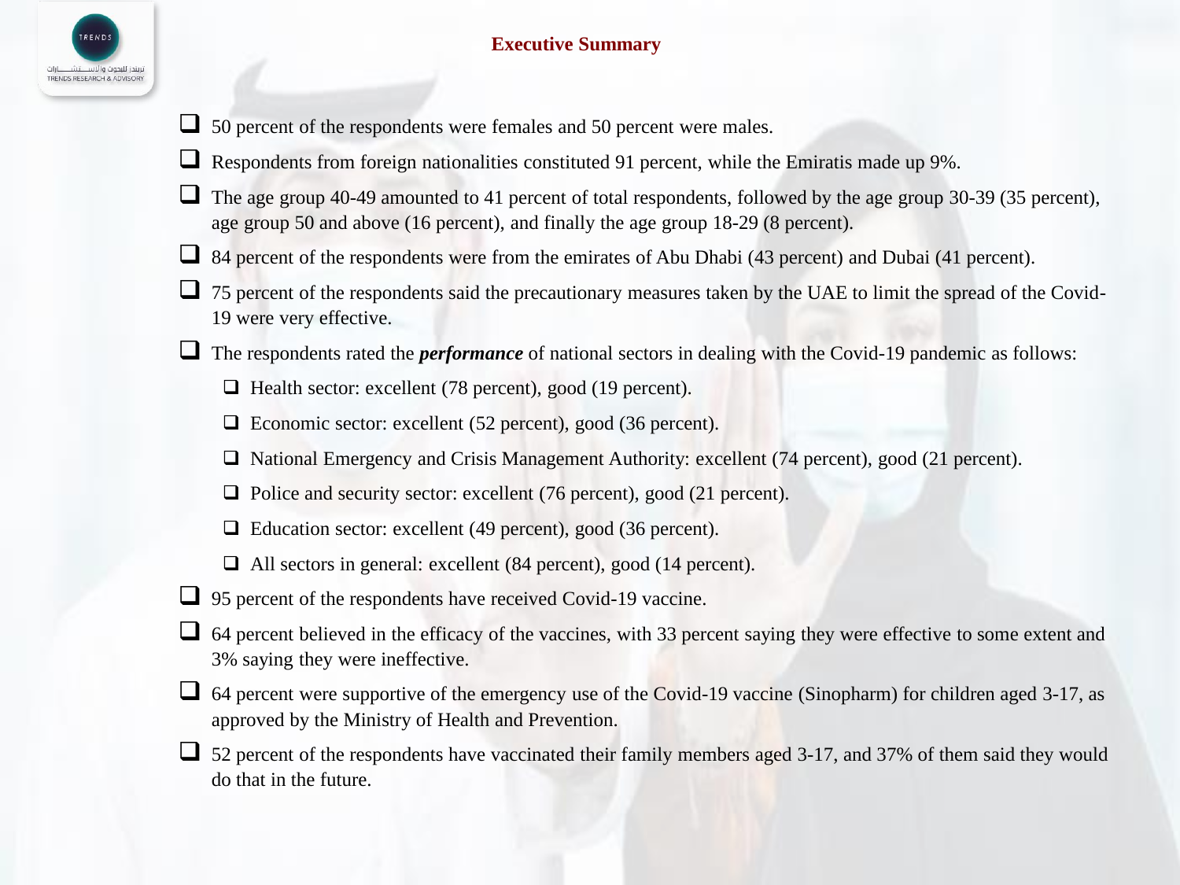## Executive Summary

- 50 percent of the respondents were females and 50 percent were males.
- Respondents from foreign nationalities constituted 91 percent, while the Emiratis made up 9%.
- The age group 40-49 amounted to 41 percent of total respondents, followed by the age group 30-39 (35 percent), age group 50 and above (16 percent), and finally the age group 18-29 (8 percent).
- 84 percent of the respondents were from the emirates of Abu Dhabi (43 percent) and Dubai (41 percent).
- 75 percent of the respondents said the precautionary measures taken by the UAE to limit the spread of the Covid-19 were very effective.
- The respondents rated the ***performance*** of national sectors in dealing with the Covid-19 pandemic as follows:
  - Health sector: excellent (78 percent), good (19 percent).
  - Economic sector: excellent (52 percent), good (36 percent).
  - National Emergency and Crisis Management Authority: excellent (74 percent), good (21 percent).
  - Police and security sector: excellent (76 percent), good (21 percent).
  - Education sector: excellent (49 percent), good (36 percent).
  - All sectors in general: excellent (84 percent), good (14 percent).
- 95 percent of the respondents have received Covid-19 vaccine.
- 64 percent believed in the efficacy of the vaccines, with 33 percent saying they were effective to some extent and 3% saying they were ineffective.
- 64 percent were supportive of the emergency use of the Covid-19 vaccine (Sinopharm) for children aged 3-17, as approved by the Ministry of Health and Prevention.
- 52 percent of the respondents have vaccinated their family members aged 3-17, and 37% of them said they would do that in the future.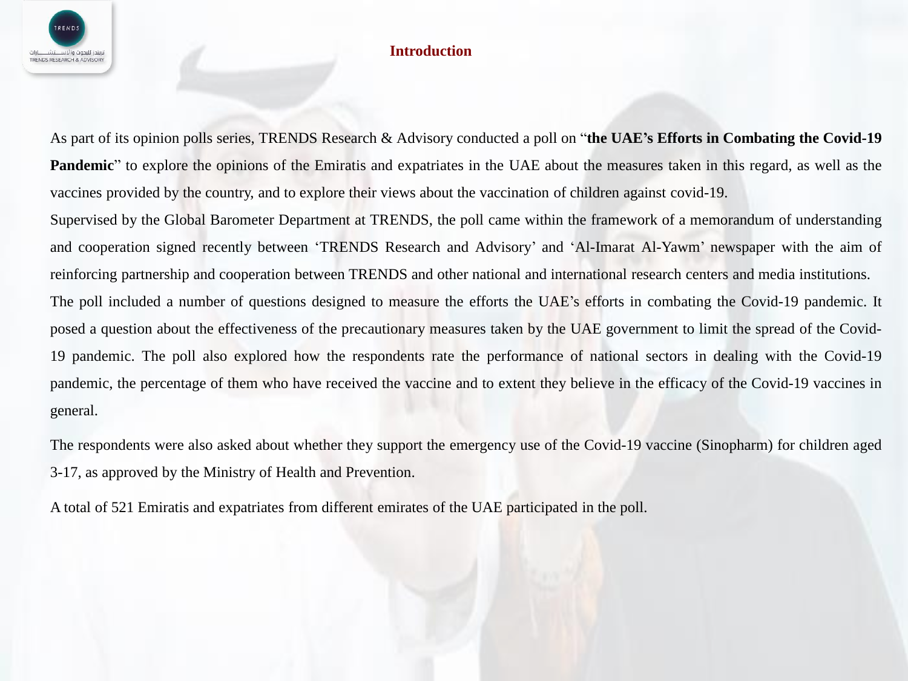# Introduction

As part of its opinion polls series, TRENDS Research & Advisory conducted a poll on "**the UAE's Efforts in Combating the Covid-19 Pandemic**" to explore the opinions of the Emiratis and expatriates in the UAE about the measures taken in this regard, as well as the vaccines provided by the country, and to explore their views about the vaccination of children against covid-19.

Supervised by the Global Barometer Department at TRENDS, the poll came within the framework of a memorandum of understanding and cooperation signed recently between 'TRENDS Research and Advisory' and 'Al-Imarat Al-Yawm' newspaper with the aim of reinforcing partnership and cooperation between TRENDS and other national and international research centers and media institutions.

The poll included a number of questions designed to measure the efforts the UAE's efforts in combating the Covid-19 pandemic. It posed a question about the effectiveness of the precautionary measures taken by the UAE government to limit the spread of the Covid-19 pandemic. The poll also explored how the respondents rate the performance of national sectors in dealing with the Covid-19 pandemic, the percentage of them who have received the vaccine and to extent they believe in the efficacy of the Covid-19 vaccines in general.

The respondents were also asked about whether they support the emergency use of the Covid-19 vaccine (Sinopharm) for children aged 3-17, as approved by the Ministry of Health and Prevention.

A total of 521 Emiratis and expatriates from different emirates of the UAE participated in the poll.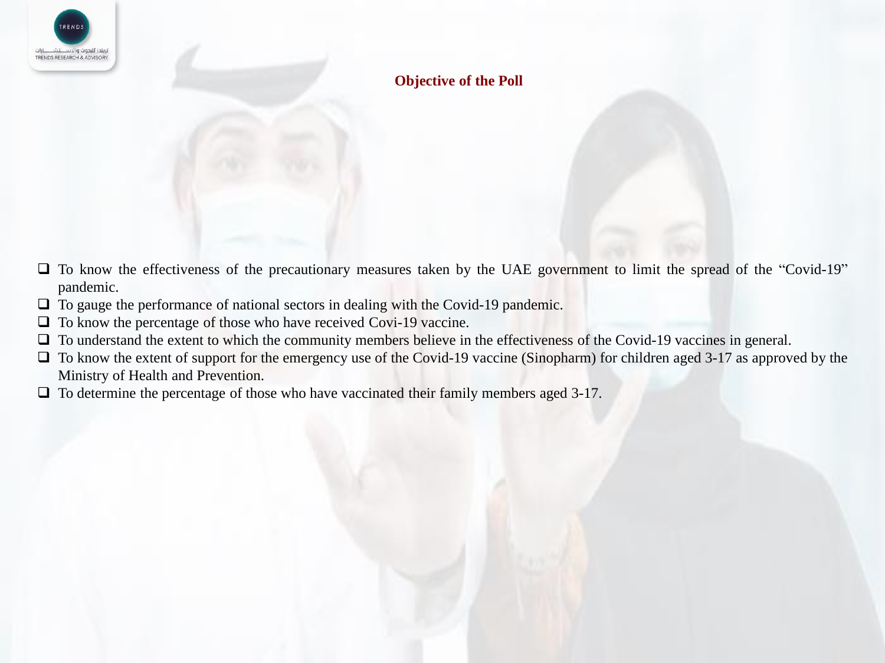## Objective of the Poll

- To know the effectiveness of the precautionary measures taken by the UAE government to limit the spread of the “Covid-19” pandemic.
- To gauge the performance of national sectors in dealing with the Covid-19 pandemic.
- To know the percentage of those who have received Covi-19 vaccine.
- To understand the extent to which the community members believe in the effectiveness of the Covid-19 vaccines in general.
- To know the extent of support for the emergency use of the Covid-19 vaccine (Sinopharm) for children aged 3-17 as approved by the Ministry of Health and Prevention.
- To determine the percentage of those who have vaccinated their family members aged 3-17.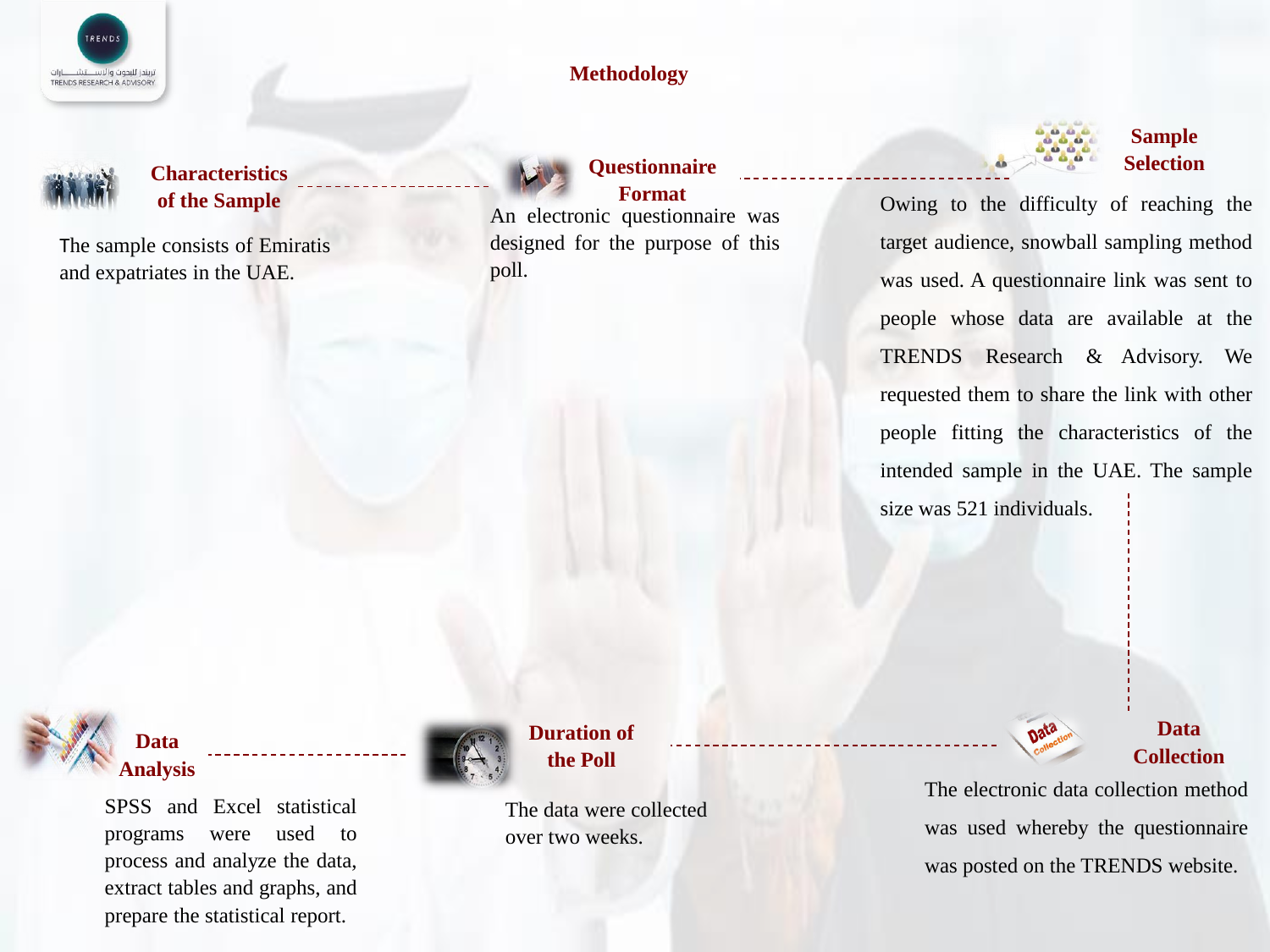# Methodology

## Characteristics of the Sample

The sample consists of Emiratis and expatriates in the UAE.

## Questionnaire Format

An electronic questionnaire was designed for the purpose of this poll.

## Sample Selection

Owing to the difficulty of reaching the target audience, snowball sampling method was used. A questionnaire link was sent to people whose data are available at the TRENDS Research & Advisory. We requested them to share the link with other people fitting the characteristics of the intended sample in the UAE. The sample size was 521 individuals.

## Data Collection

The electronic data collection method was used whereby the questionnaire was posted on the TRENDS website.

## Duration of the Poll

The data were collected over two weeks.

## Data Analysis

SPSS and Excel statistical programs were used to process and analyze the data, extract tables and graphs, and prepare the statistical report.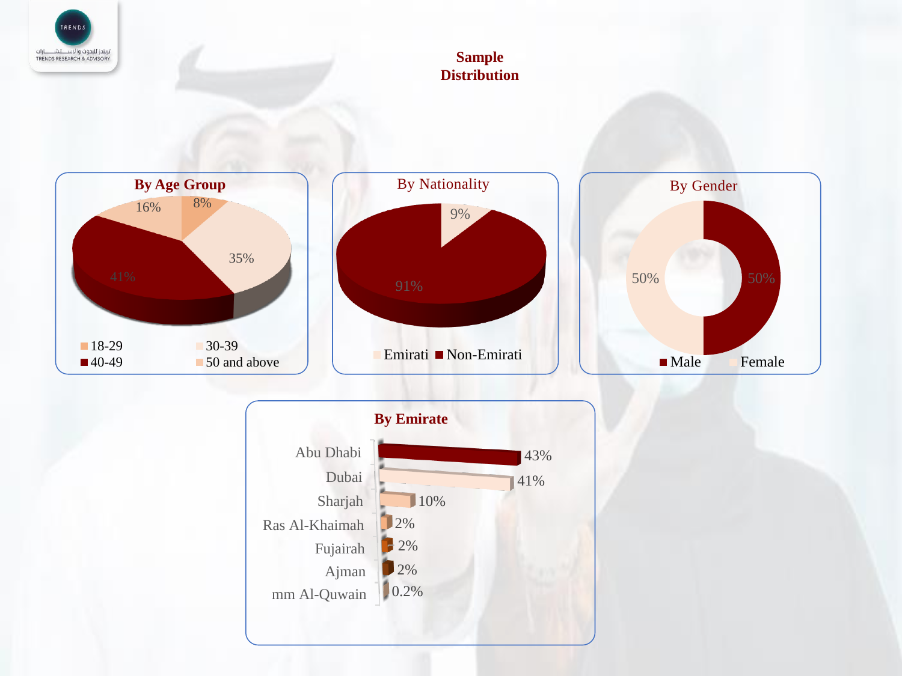## Sample Distribution

### By Age Group

| Age Group | Percentage |
|---|---|
| 18-29 | 8% |
| 30-39 | 35% |
| 40-49 | 41% |
| 50 and above | 16% |

### By Nationality

| Nationality | Percentage |
|---|---|
| Emirati | 9% |
| Non-Emirati | 91% |

### By Gender

| Gender | Percentage |
|---|---|
| Male | 50% |
| Female | 50% |

### By Emirate

| Emirate | Percentage |
|---|---|
| Abu Dhabi | 43% |
| Dubai | 41% |
| Sharjah | 10% |
| Ras Al-Khaimah | 2% |
| Fujairah | 2% |
| Ajman | 2% |
| mm Al-Quwain | 0.2% |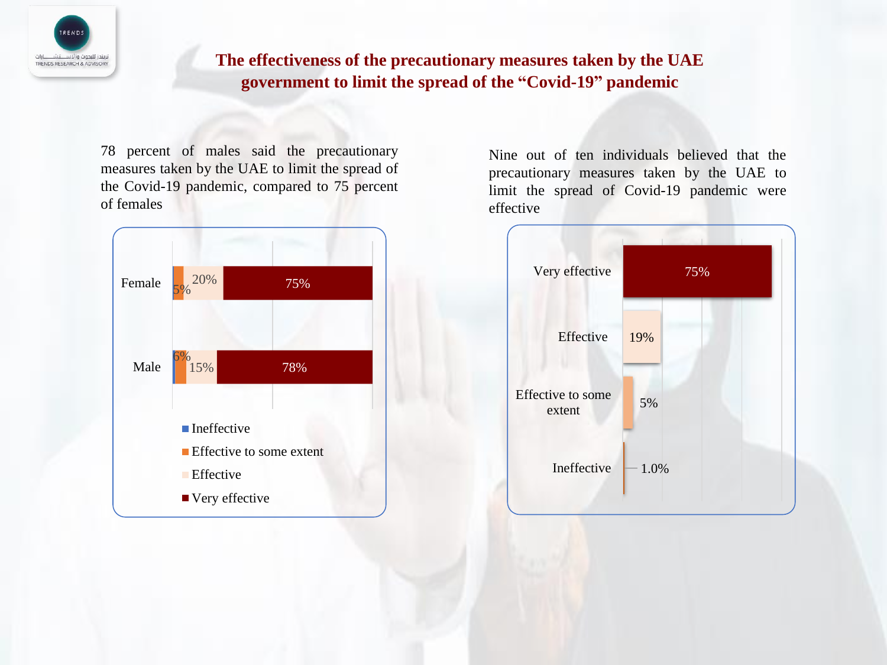# The effectiveness of the precautionary measures taken by the UAE government to limit the spread of the "Covid-19" pandemic

78 percent of males said the precautionary measures taken by the UAE to limit the spread of the Covid-19 pandemic, compared to 75 percent of females

| | Ineffective | Effective to some extent | Effective | Very effective |
|---|---|---|---|---|
| Female | | 5% | 20% | 75% |
| Male | | 6% | 15% | 78% |

Nine out of ten individuals believed that the precautionary measures taken by the UAE to limit the spread of Covid-19 pandemic were effective

| | |
|---|---|
| Very effective | 75% |
| Effective | 19% |
| Effective to some extent | 5% |
| Ineffective | 1.0% |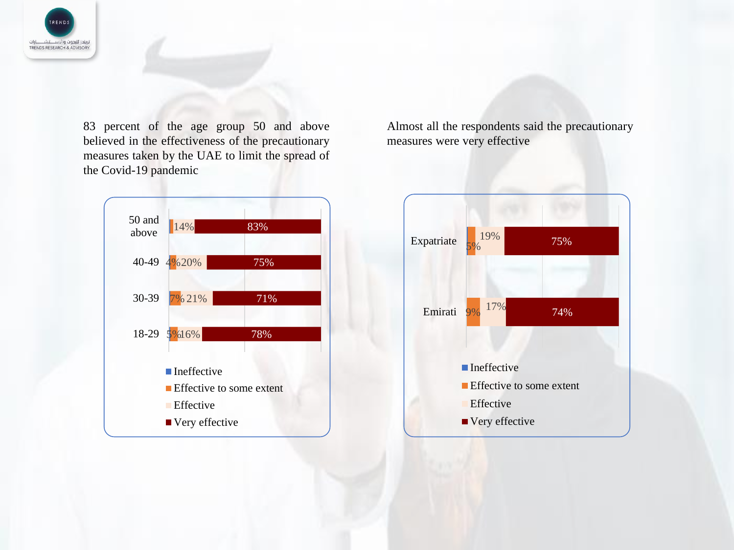83 percent of the age group 50 and above believed in the effectiveness of the precautionary measures taken by the UAE to limit the spread of the Covid-19 pandemic

| Age group | Ineffective | Effective to some extent | Effective | Very effective |
|---|---|---|---|---|
| 50 and above | | | 14% | 83% |
| 40-49 | | 4% | 20% | 75% |
| 30-39 | | 7% | 21% | 71% |
| 18-29 | | 5% | 16% | 78% |

Almost all the respondents said the precautionary measures were very effective

| | Ineffective | Effective to some extent | Effective | Very effective |
|---|---|---|---|---|
| Expatriate | | 5% | 19% | 75% |
| Emirati | | 9% | 17% | 74% |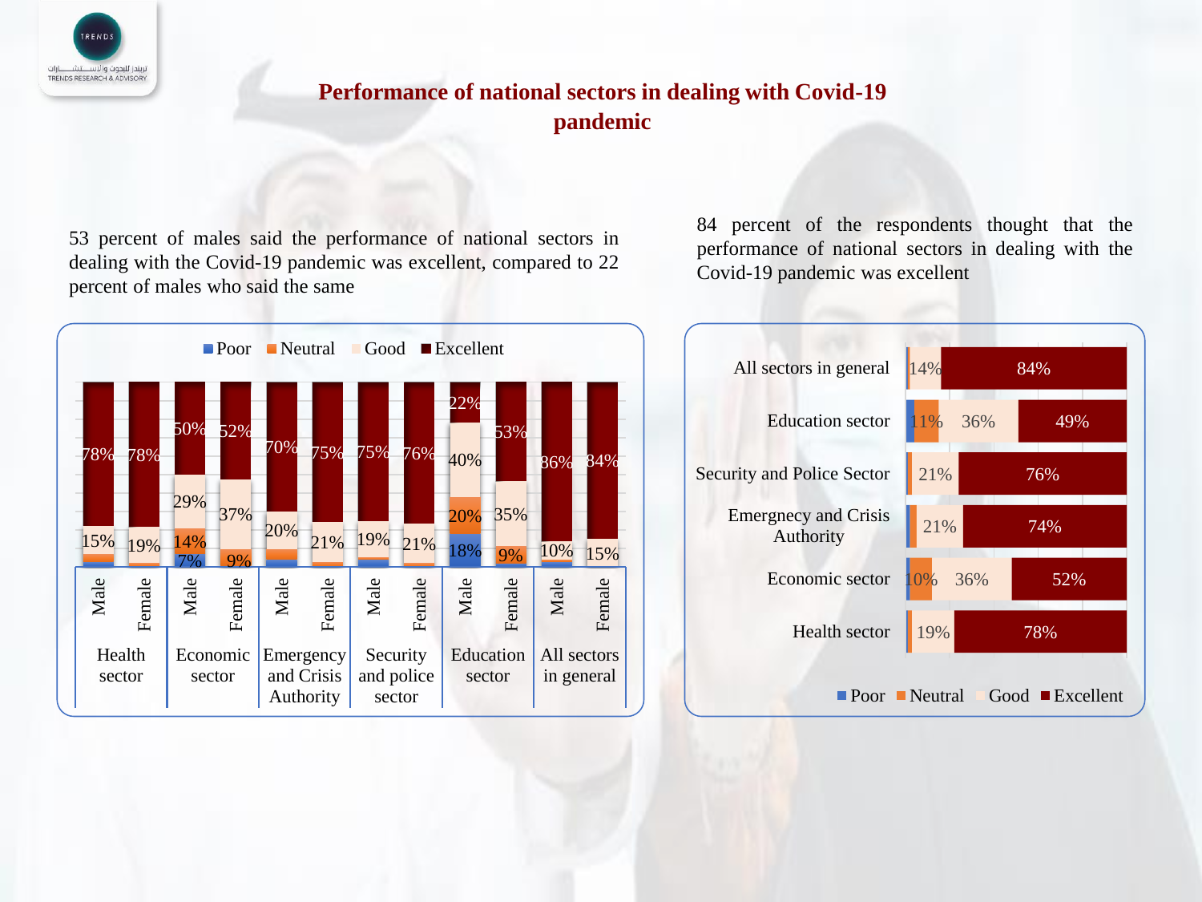# Performance of national sectors in dealing with Covid-19 pandemic

53 percent of males said the performance of national sectors in dealing with the Covid-19 pandemic was excellent, compared to 22 percent of males who said the same

| Sector | Gender | Poor | Neutral | Good | Excellent |
|---|---|---|---|---|---|
| Health sector | Male | | | 15% | 78% |
| | Female | | | 19% | 78% |
| Economic sector | Male | 7% | 14% | 29% | 50% |
| | Female | | 9% | 37% | 52% |
| Emergency and Crisis Authority | Male | | | 20% | 70% |
| | Female | | | 21% | 75% |
| Security and police sector | Male | | | 19% | 75% |
| | Female | | | 21% | 76% |
| Education sector | Male | 18% | 20% | 40% | 22% |
| | Female | | 9% | 35% | 53% |
| All sectors in general | Male | | | 10% | 86% |
| | Female | | | 15% | 84% |

84 percent of the respondents thought that the performance of national sectors in dealing with the Covid-19 pandemic was excellent

| Sector | Poor | Neutral | Good | Excellent |
|---|---|---|---|---|
| All sectors in general | | | 14% | 84% |
| Education sector | | 11% | 36% | 49% |
| Security and Police Sector | | | 21% | 76% |
| Emergnecy and Crisis Authority | | | 21% | 74% |
| Economic sector | | 10% | 36% | 52% |
| Health sector | | | 19% | 78% |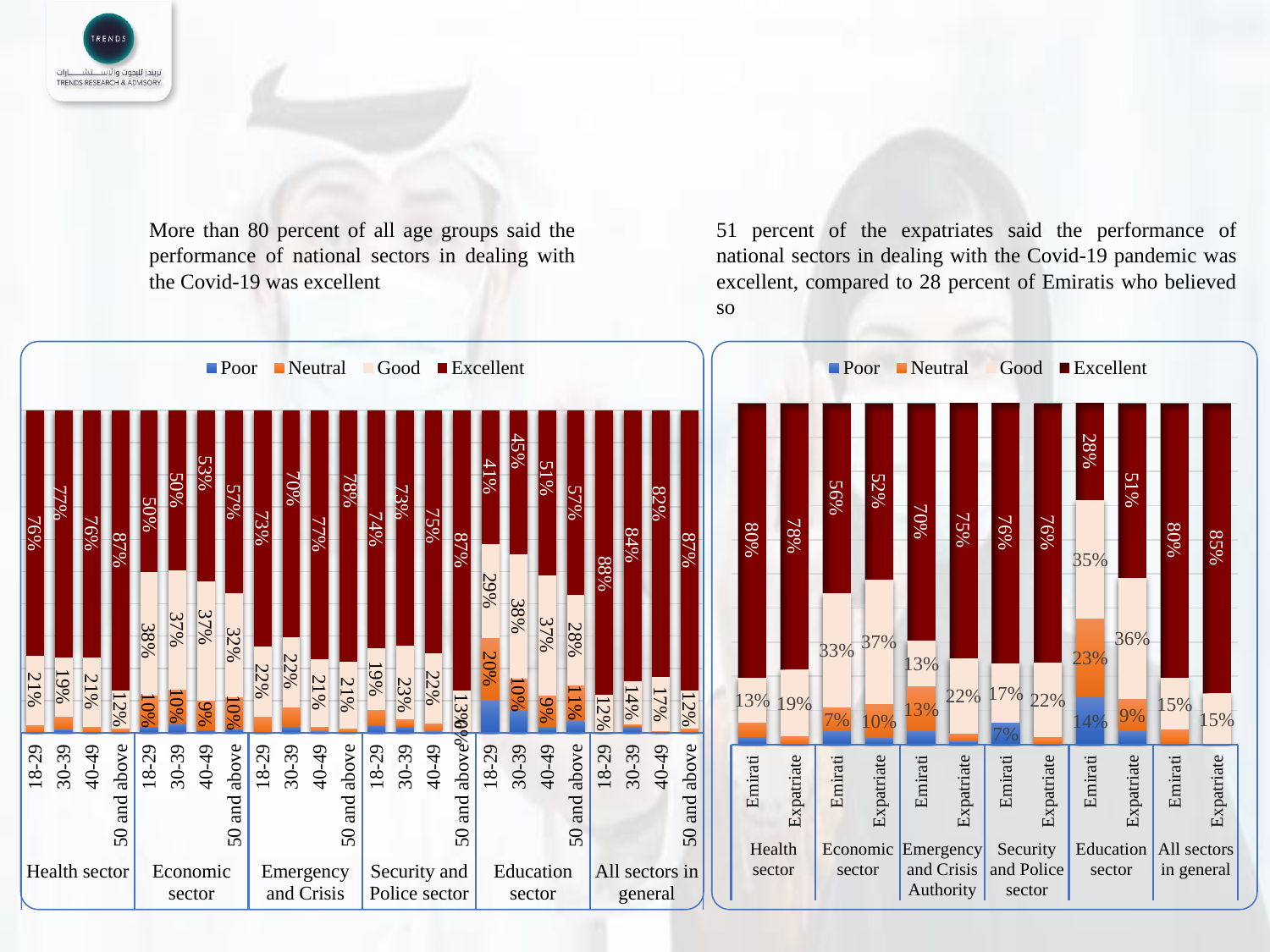More than 80 percent of all age groups said the performance of national sectors in dealing with the Covid-19 was excellent

51 percent of the expatriates said the performance of national sectors in dealing with the Covid-19 pandemic was excellent, compared to 28 percent of Emiratis who believed so

| Sector | Age group | Poor | Neutral | Good | Excellent |
|---|---|---|---|---|---|
| Health sector | 18-29 | | | 21% | 76% |
| | 30-39 | | | 19% | 77% |
| | 40-49 | | | 21% | 76% |
| | 50 and above | | | 12% | 87% |
| Economic sector | 18-29 | | 10% | 38% | 50% |
| | 30-39 | | 10% | 37% | 50% |
| | 40-49 | | 9% | 37% | 53% |
| | 50 and above | | 10% | 32% | 57% |
| Emergency and Crisis | 18-29 | | | 22% | 73% |
| | 30-39 | | | 22% | 70% |
| | 40-49 | | | 21% | 77% |
| | 50 and above | | | 21% | 78% |
| Security and Police sector | 18-29 | | | 19% | 74% |
| | 30-39 | | | 23% | 73% |
| | 40-49 | | | 22% | 75% |
| | 50 and above | | | 13% | 87% |
| Education sector | 18-29 | | 20% | 29% | 41% |
| | 30-39 | | 10% | 38% | 45% |
| | 40-49 | | 9% | 37% | 51% |
| | 50 and above | | 11% | 28% | 57% |
| All sectors in general | 18-29 | | | 12% | 88% |
| | 30-39 | | | 14% | 84% |
| | 40-49 | | | 17% | 82% |
| | 50 and above | | | 12% | 87% |

| Sector | Nationality | Poor | Neutral | Good | Excellent |
|---|---|---|---|---|---|
| Health sector | Emirati | | | 13% | 80% |
| | Expatriate | | | 19% | 78% |
| Economic sector | Emirati | | 7% | 33% | 56% |
| | Expatriate | | 10% | 37% | 52% |
| Emergency and Crisis Authority | Emirati | | 13% | 13% | 70% |
| | Expatriate | | | 22% | 75% |
| Security and Police sector | Emirati | 7% | | 17% | 76% |
| | Expatriate | | | 22% | 76% |
| Education sector | Emirati | 14% | 23% | 35% | 28% |
| | Expatriate | | 9% | 36% | 51% |
| All sectors in general | Emirati | | | 15% | 80% |
| | Expatriate | | | 15% | 85% |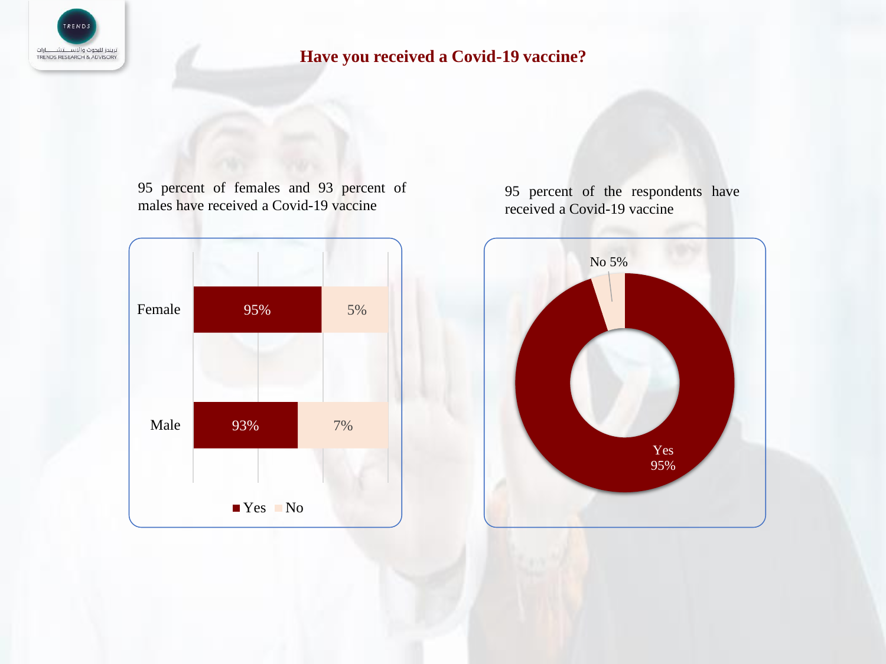# Have you received a Covid-19 vaccine?

95 percent of females and 93 percent of males have received a Covid-19 vaccine

| | Yes | No |
|---|---|---|
| Female | 95% | 5% |
| Male | 93% | 7% |

95 percent of the respondents have received a Covid-19 vaccine

| | % |
|---|---|
| Yes | 95% |
| No | 5% |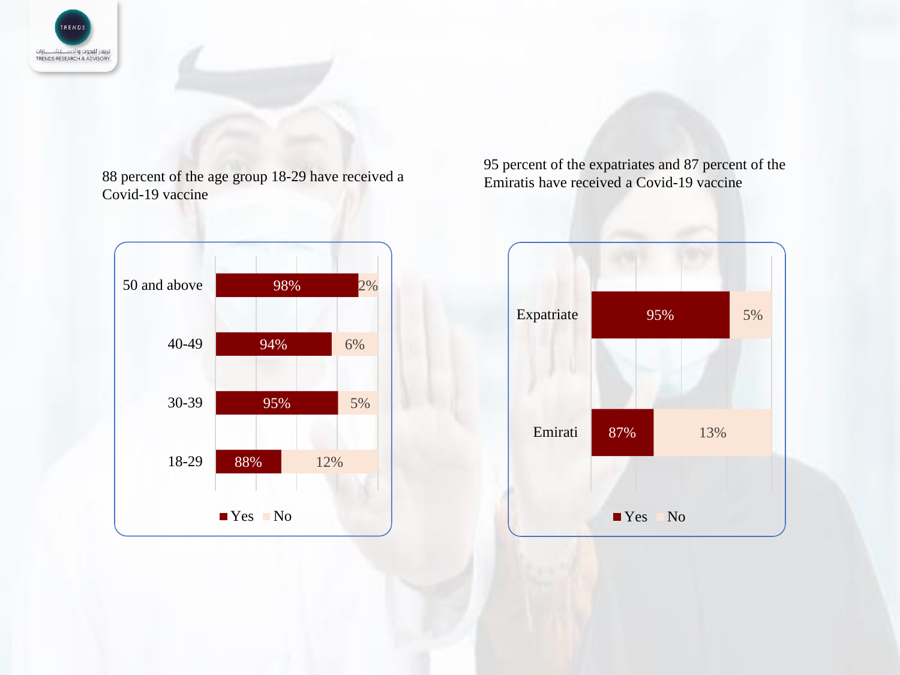88 percent of the age group 18-29 have received a Covid-19 vaccine

| Age group | Yes | No |
|---|---|---|
| 50 and above | 98% | 2% |
| 40-49 | 94% | 6% |
| 30-39 | 95% | 5% |
| 18-29 | 88% | 12% |

95 percent of the expatriates and 87 percent of the Emiratis have received a Covid-19 vaccine

| | Yes | No |
|---|---|---|
| Expatriate | 95% | 5% |
| Emirati | 87% | 13% |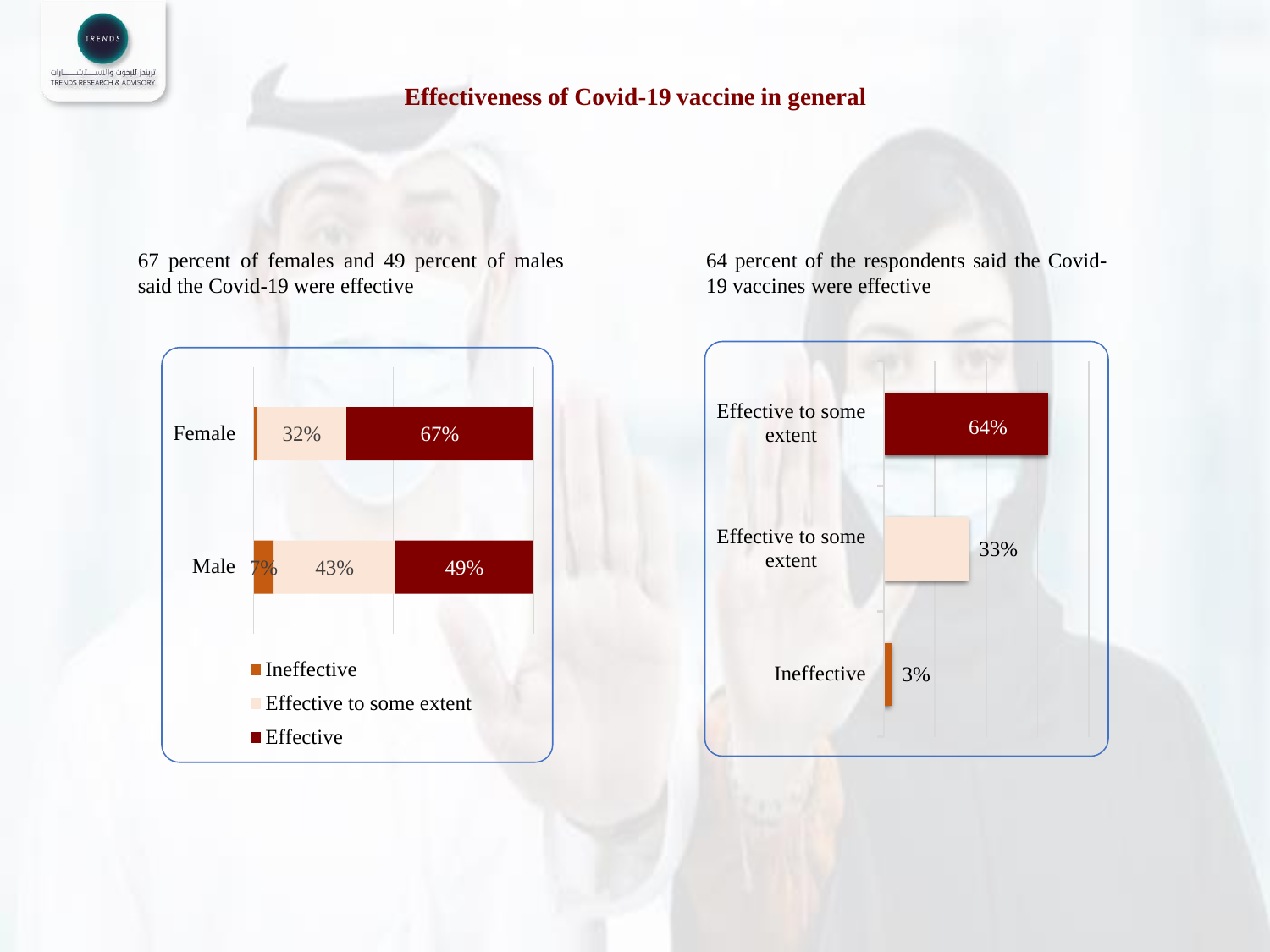# Effectiveness of Covid-19 vaccine in general

67 percent of females and 49 percent of males said the Covid-19 were effective

| | Ineffective | Effective to some extent | Effective |
|---|---|---|---|
| Female | | 32% | 67% |
| Male | 7% | 43% | 49% |

64 percent of the respondents said the Covid-19 vaccines were effective

| | |
|---|---|
| Effective to some extent | 64% |
| Effective to some extent | 33% |
| Ineffective | 3% |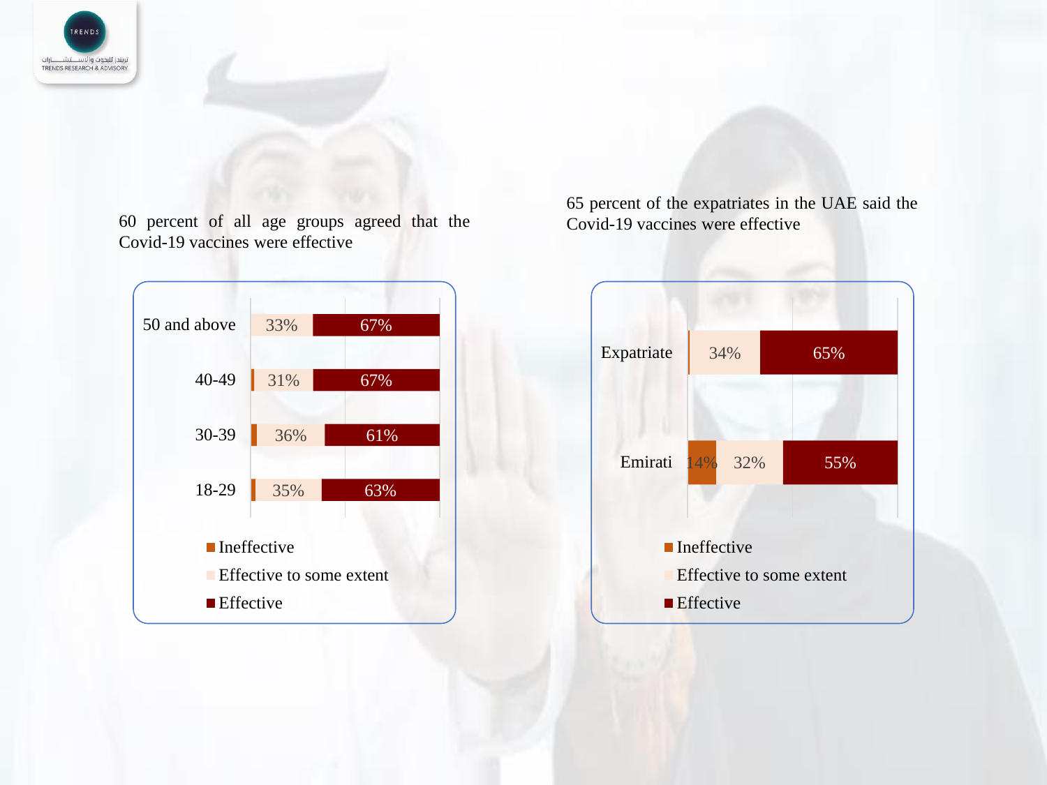60 percent of all age groups agreed that the Covid-19 vaccines were effective

| Age group | Ineffective | Effective to some extent | Effective |
|---|---|---|---|
| 50 and above | | 33% | 67% |
| 40-49 | | 31% | 67% |
| 30-39 | | 36% | 61% |
| 18-29 | | 35% | 63% |

65 percent of the expatriates in the UAE said the Covid-19 vaccines were effective

| Group | Ineffective | Effective to some extent | Effective |
|---|---|---|---|
| Expatriate | | 34% | 65% |
| Emirati | 14% | 32% | 55% |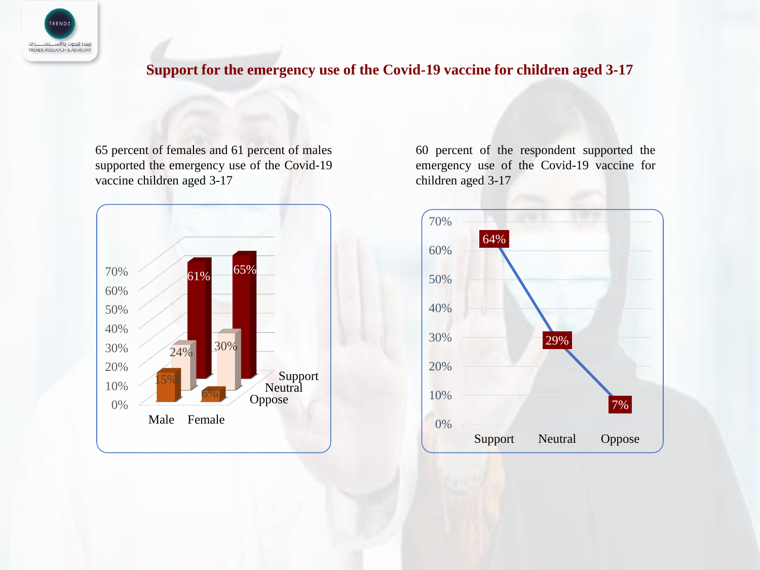## Support for the emergency use of the Covid-19 vaccine for children aged 3-17

65 percent of females and 61 percent of males supported the emergency use of the Covid-19 vaccine children aged 3-17

| | Male | Female |
|---|---|---|
| Support | 61% | 65% |
| Neutral | 24% | 30% |
| Oppose | 15% | 6% |

60 percent of the respondent supported the emergency use of the Covid-19 vaccine for children aged 3-17

| Support | Neutral | Oppose |
|---|---|---|
| 64% | 29% | 7% |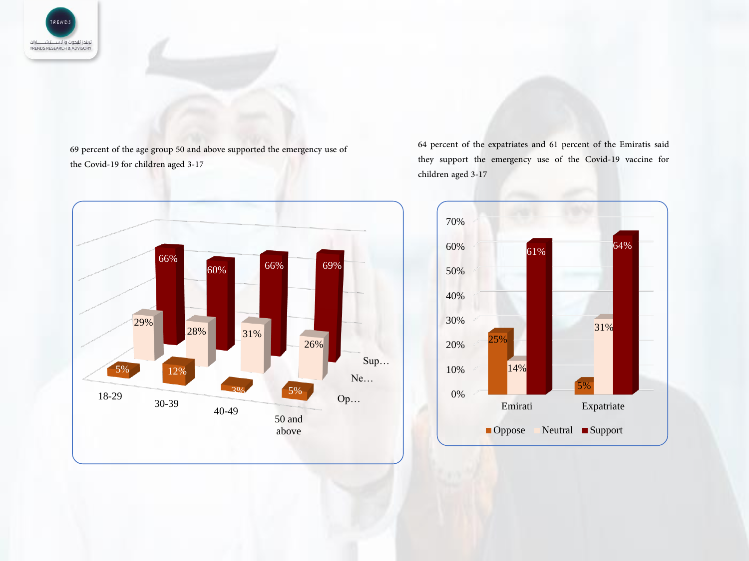69 percent of the age group 50 and above supported the emergency use of the Covid-19 for children aged 3-17

| | 18-29 | 30-39 | 40-49 | 50 and above |
|---|---|---|---|---|
| Support | 66% | 60% | 66% | 69% |
| Neutral | 29% | 28% | 31% | 26% |
| Oppose | 5% | 12% | 3% | 5% |

64 percent of the expatriates and 61 percent of the Emiratis said they support the emergency use of the Covid-19 vaccine for children aged 3-17

| | Oppose | Neutral | Support |
|---|---|---|---|
| Emirati | 25% | 14% | 61% |
| Expatriate | 5% | 31% | 64% |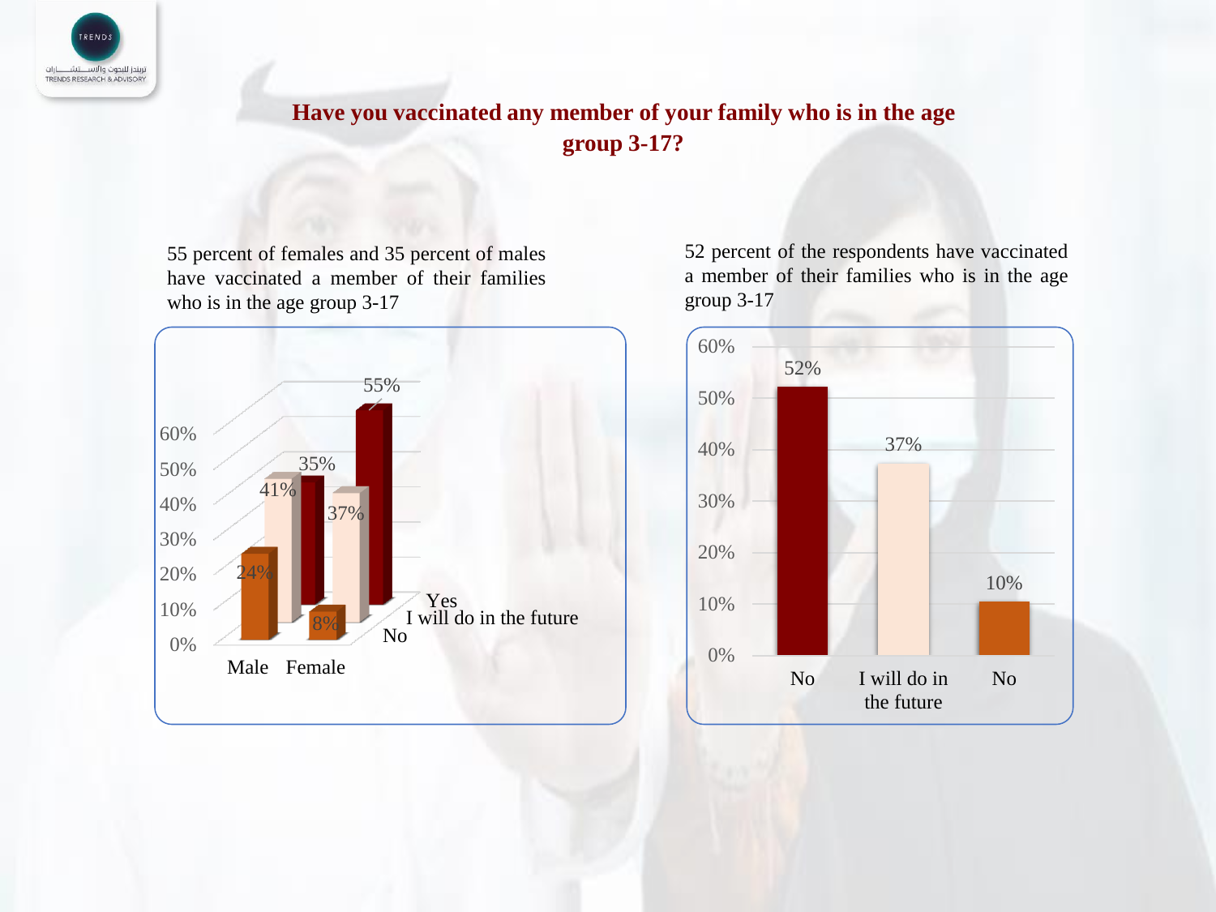## Have you vaccinated any member of your family who is in the age group 3-17?

55 percent of females and 35 percent of males have vaccinated a member of their families who is in the age group 3-17

| | Male | Female |
|---|---|---|
| Yes | 35% | 55% |
| I will do in the future | 41% | 37% |
| No | 24% | 8% |

52 percent of the respondents have vaccinated a member of their families who is in the age group 3-17

| No | I will do in the future | No |
|---|---|---|
| 52% | 37% | 10% |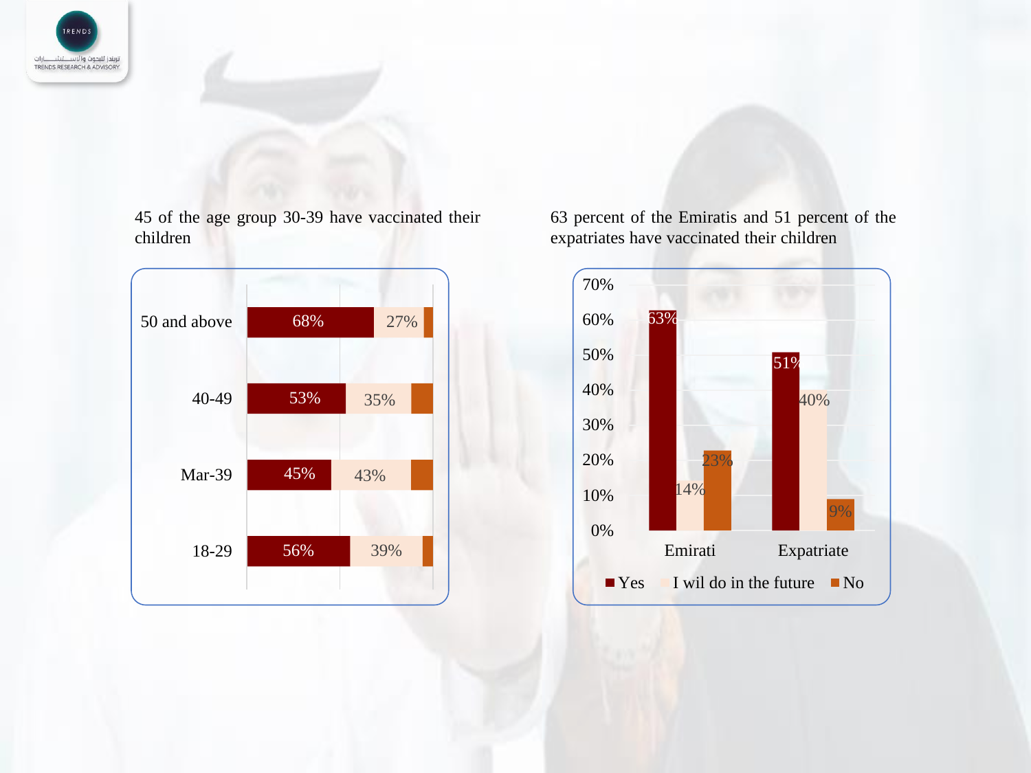45 of the age group 30-39 have vaccinated their children

50 and above 68% 27%

40-49 53% 35%

Mar-39 45% 43%

18-29 56% 39%

63 percent of the Emiratis and 51 percent of the expatriates have vaccinated their children

70%
60%
50%
40%
30%
20%
10%
0%

63% 14% 23%

51% 40% 9%

Emirati Expatriate

Yes I wil do in the future No